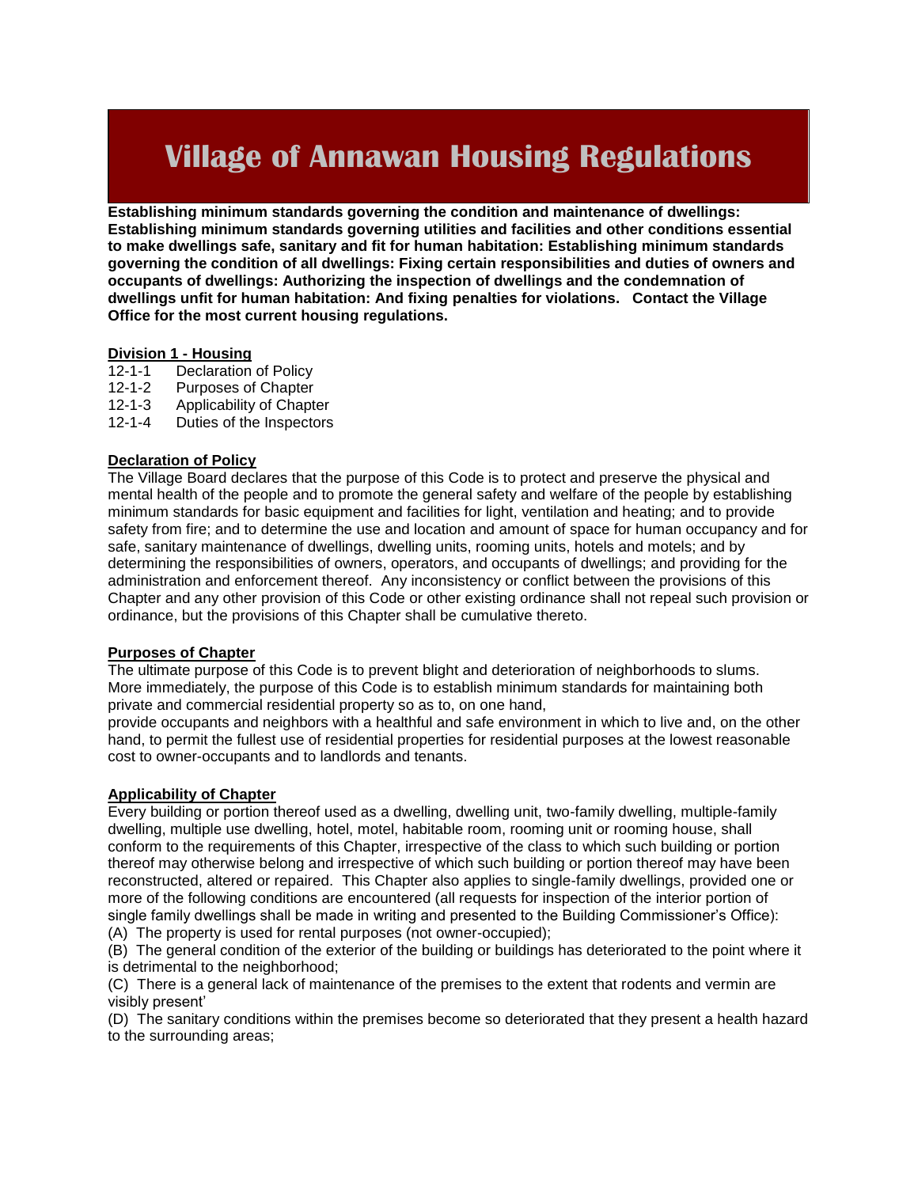# Village of Annawan Housing Regulations

**Establishing minimum standards governing the condition and maintenance of dwellings: Establishing minimum standards governing utilities and facilities and other conditions essential to make dwellings safe, sanitary and fit for human habitation: Establishing minimum standards governing the condition of all dwellings: Fixing certain responsibilities and duties of owners and occupants of dwellings: Authorizing the inspection of dwellings and the condemnation of dwellings unfit for human habitation: And fixing penalties for violations. Contact the Village Office for the most current housing regulations.**

## Division 1 - Housing

12-1-1 Declaration of Policy
12-1-2 Purposes of Chapter
12-1-3 Applicability of Chapter
12-1-4 Duties of the Inspectors

### Declaration of Policy

The Village Board declares that the purpose of this Code is to protect and preserve the physical and mental health of the people and to promote the general safety and welfare of the people by establishing minimum standards for basic equipment and facilities for light, ventilation and heating; and to provide safety from fire; and to determine the use and location and amount of space for human occupancy and for safe, sanitary maintenance of dwellings, dwelling units, rooming units, hotels and motels; and by determining the responsibilities of owners, operators, and occupants of dwellings; and providing for the administration and enforcement thereof. Any inconsistency or conflict between the provisions of this Chapter and any other provision of this Code or other existing ordinance shall not repeal such provision or ordinance, but the provisions of this Chapter shall be cumulative thereto.

### Purposes of Chapter

The ultimate purpose of this Code is to prevent blight and deterioration of neighborhoods to slums. More immediately, the purpose of this Code is to establish minimum standards for maintaining both private and commercial residential property so as to, on one hand,
provide occupants and neighbors with a healthful and safe environment in which to live and, on the other hand, to permit the fullest use of residential properties for residential purposes at the lowest reasonable cost to owner-occupants and to landlords and tenants.

### Applicability of Chapter

Every building or portion thereof used as a dwelling, dwelling unit, two-family dwelling, multiple-family dwelling, multiple use dwelling, hotel, motel, habitable room, rooming unit or rooming house, shall conform to the requirements of this Chapter, irrespective of the class to which such building or portion thereof may otherwise belong and irrespective of which such building or portion thereof may have been reconstructed, altered or repaired. This Chapter also applies to single-family dwellings, provided one or more of the following conditions are encountered (all requests for inspection of the interior portion of single family dwellings shall be made in writing and presented to the Building Commissioner's Office):

(A) The property is used for rental purposes (not owner-occupied);

(B) The general condition of the exterior of the building or buildings has deteriorated to the point where it is detrimental to the neighborhood;

(C) There is a general lack of maintenance of the premises to the extent that rodents and vermin are visibly present'

(D) The sanitary conditions within the premises become so deteriorated that they present a health hazard to the surrounding areas;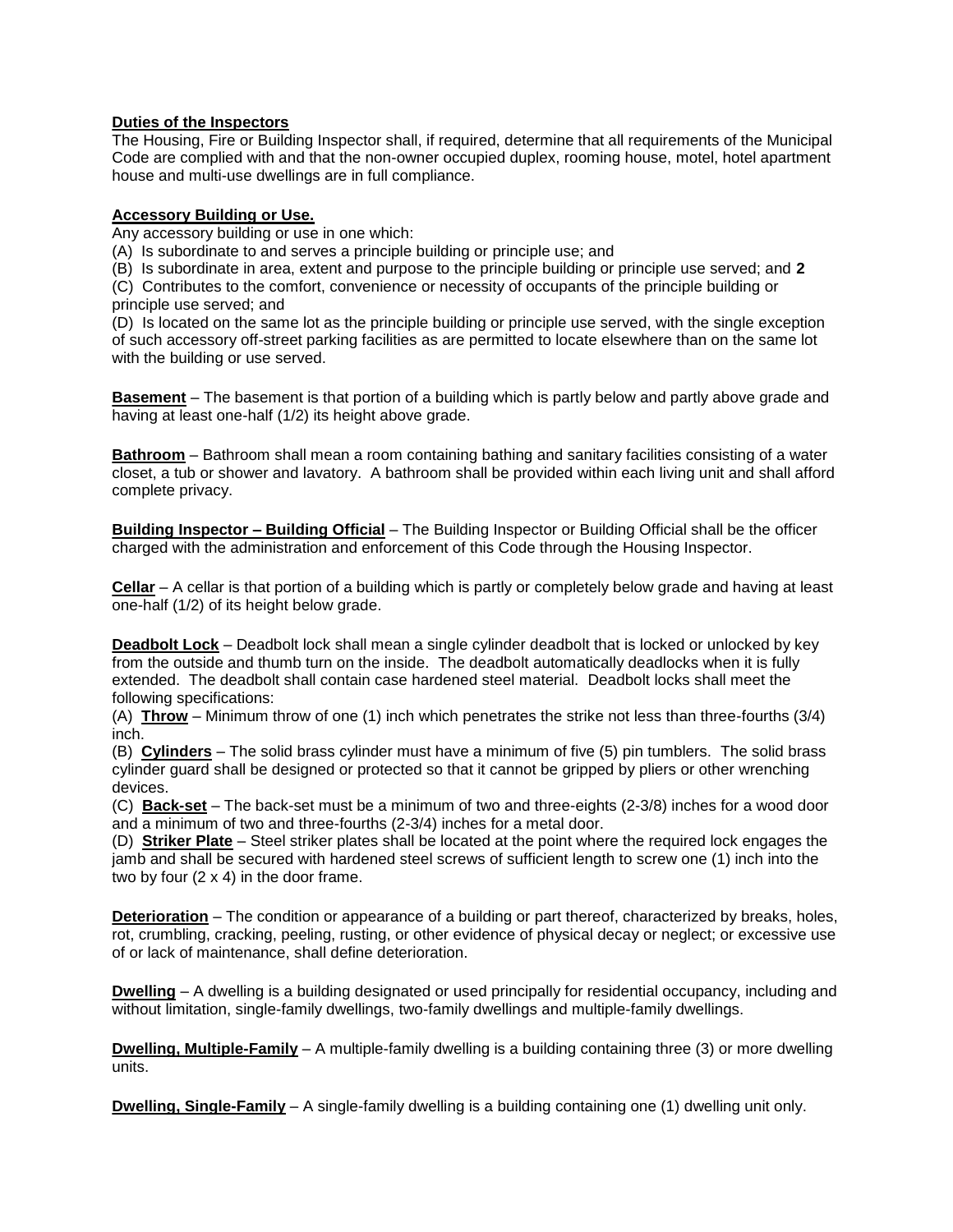**Duties of the Inspectors**
The Housing, Fire or Building Inspector shall, if required, determine that all requirements of the Municipal Code are complied with and that the non-owner occupied duplex, rooming house, motel, hotel apartment house and multi-use dwellings are in full compliance.

**Accessory Building or Use.**
Any accessory building or use in one which:
(A) Is subordinate to and serves a principle building or principle use; and
(B) Is subordinate in area, extent and purpose to the principle building or principle use served; and **2**
(C) Contributes to the comfort, convenience or necessity of occupants of the principle building or principle use served; and
(D) Is located on the same lot as the principle building or principle use served, with the single exception of such accessory off-street parking facilities as are permitted to locate elsewhere than on the same lot with the building or use served.

**Basement** – The basement is that portion of a building which is partly below and partly above grade and having at least one-half (1/2) its height above grade.

**Bathroom** – Bathroom shall mean a room containing bathing and sanitary facilities consisting of a water closet, a tub or shower and lavatory. A bathroom shall be provided within each living unit and shall afford complete privacy.

**Building Inspector – Building Official** – The Building Inspector or Building Official shall be the officer charged with the administration and enforcement of this Code through the Housing Inspector.

**Cellar** – A cellar is that portion of a building which is partly or completely below grade and having at least one-half (1/2) of its height below grade.

**Deadbolt Lock** – Deadbolt lock shall mean a single cylinder deadbolt that is locked or unlocked by key from the outside and thumb turn on the inside. The deadbolt automatically deadlocks when it is fully extended. The deadbolt shall contain case hardened steel material. Deadbolt locks shall meet the following specifications:
(A) **Throw** – Minimum throw of one (1) inch which penetrates the strike not less than three-fourths (3/4) inch.
(B) **Cylinders** – The solid brass cylinder must have a minimum of five (5) pin tumblers. The solid brass cylinder guard shall be designed or protected so that it cannot be gripped by pliers or other wrenching devices.
(C) **Back-set** – The back-set must be a minimum of two and three-eights (2-3/8) inches for a wood door and a minimum of two and three-fourths (2-3/4) inches for a metal door.
(D) **Striker Plate** – Steel striker plates shall be located at the point where the required lock engages the jamb and shall be secured with hardened steel screws of sufficient length to screw one (1) inch into the two by four (2 x 4) in the door frame.

**Deterioration** – The condition or appearance of a building or part thereof, characterized by breaks, holes, rot, crumbling, cracking, peeling, rusting, or other evidence of physical decay or neglect; or excessive use of or lack of maintenance, shall define deterioration.

**Dwelling** – A dwelling is a building designated or used principally for residential occupancy, including and without limitation, single-family dwellings, two-family dwellings and multiple-family dwellings.

**Dwelling, Multiple-Family** – A multiple-family dwelling is a building containing three (3) or more dwelling units.

**Dwelling, Single-Family** – A single-family dwelling is a building containing one (1) dwelling unit only.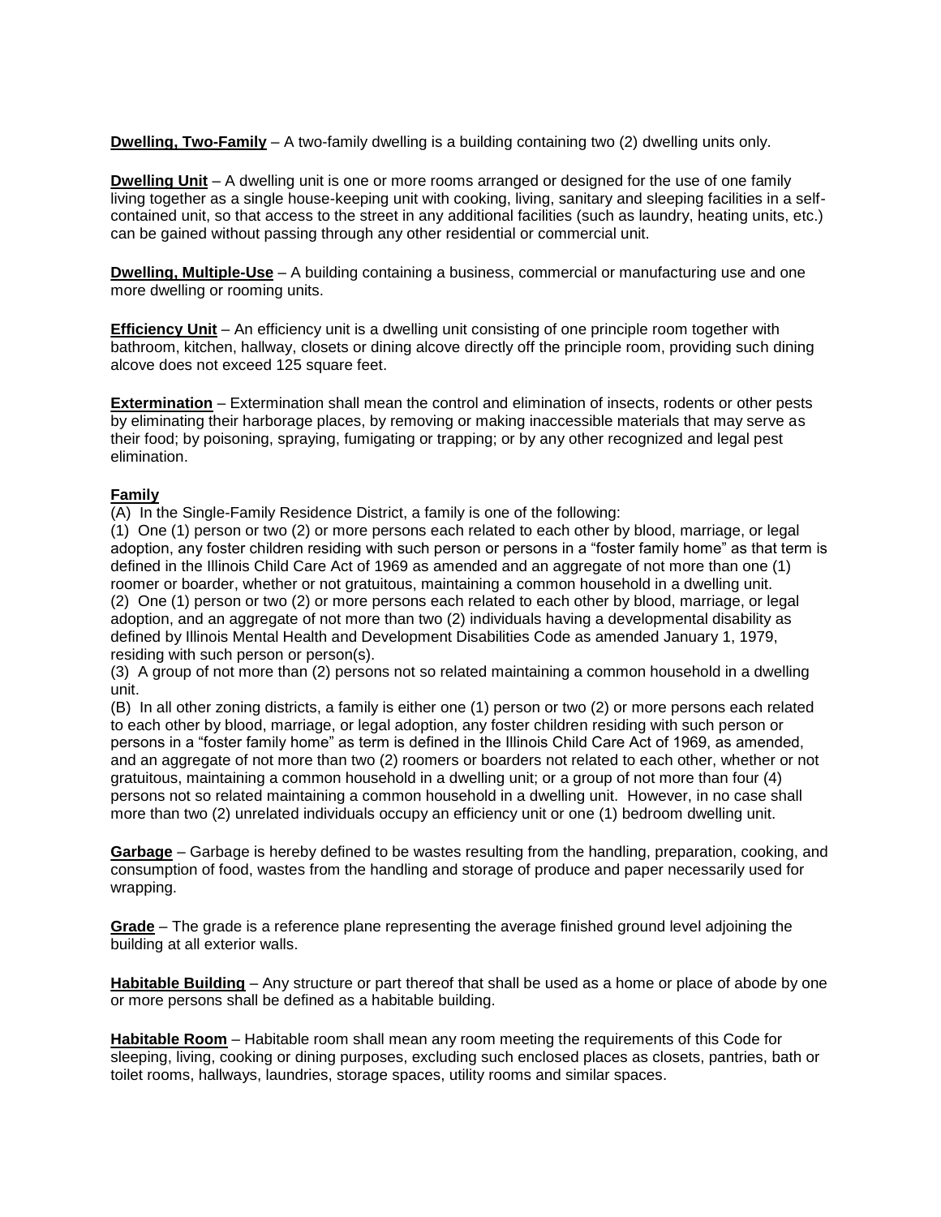**Dwelling, Two-Family** – A two-family dwelling is a building containing two (2) dwelling units only.

**Dwelling Unit** – A dwelling unit is one or more rooms arranged or designed for the use of one family living together as a single house-keeping unit with cooking, living, sanitary and sleeping facilities in a self-contained unit, so that access to the street in any additional facilities (such as laundry, heating units, etc.) can be gained without passing through any other residential or commercial unit.

**Dwelling, Multiple-Use** – A building containing a business, commercial or manufacturing use and one more dwelling or rooming units.

**Efficiency Unit** – An efficiency unit is a dwelling unit consisting of one principle room together with bathroom, kitchen, hallway, closets or dining alcove directly off the principle room, providing such dining alcove does not exceed 125 square feet.

**Extermination** – Extermination shall mean the control and elimination of insects, rodents or other pests by eliminating their harborage places, by removing or making inaccessible materials that may serve as their food; by poisoning, spraying, fumigating or trapping; or by any other recognized and legal pest elimination.

**Family**

(A) In the Single-Family Residence District, a family is one of the following:

(1) One (1) person or two (2) or more persons each related to each other by blood, marriage, or legal adoption, any foster children residing with such person or persons in a "foster family home" as that term is defined in the Illinois Child Care Act of 1969 as amended and an aggregate of not more than one (1) roomer or boarder, whether or not gratuitous, maintaining a common household in a dwelling unit.

(2) One (1) person or two (2) or more persons each related to each other by blood, marriage, or legal adoption, and an aggregate of not more than two (2) individuals having a developmental disability as defined by Illinois Mental Health and Development Disabilities Code as amended January 1, 1979, residing with such person or person(s).

(3) A group of not more than (2) persons not so related maintaining a common household in a dwelling unit.

(B) In all other zoning districts, a family is either one (1) person or two (2) or more persons each related to each other by blood, marriage, or legal adoption, any foster children residing with such person or persons in a "foster family home" as term is defined in the Illinois Child Care Act of 1969, as amended, and an aggregate of not more than two (2) roomers or boarders not related to each other, whether or not gratuitous, maintaining a common household in a dwelling unit; or a group of not more than four (4) persons not so related maintaining a common household in a dwelling unit. However, in no case shall more than two (2) unrelated individuals occupy an efficiency unit or one (1) bedroom dwelling unit.

**Garbage** – Garbage is hereby defined to be wastes resulting from the handling, preparation, cooking, and consumption of food, wastes from the handling and storage of produce and paper necessarily used for wrapping.

**Grade** – The grade is a reference plane representing the average finished ground level adjoining the building at all exterior walls.

**Habitable Building** – Any structure or part thereof that shall be used as a home or place of abode by one or more persons shall be defined as a habitable building.

**Habitable Room** – Habitable room shall mean any room meeting the requirements of this Code for sleeping, living, cooking or dining purposes, excluding such enclosed places as closets, pantries, bath or toilet rooms, hallways, laundries, storage spaces, utility rooms and similar spaces.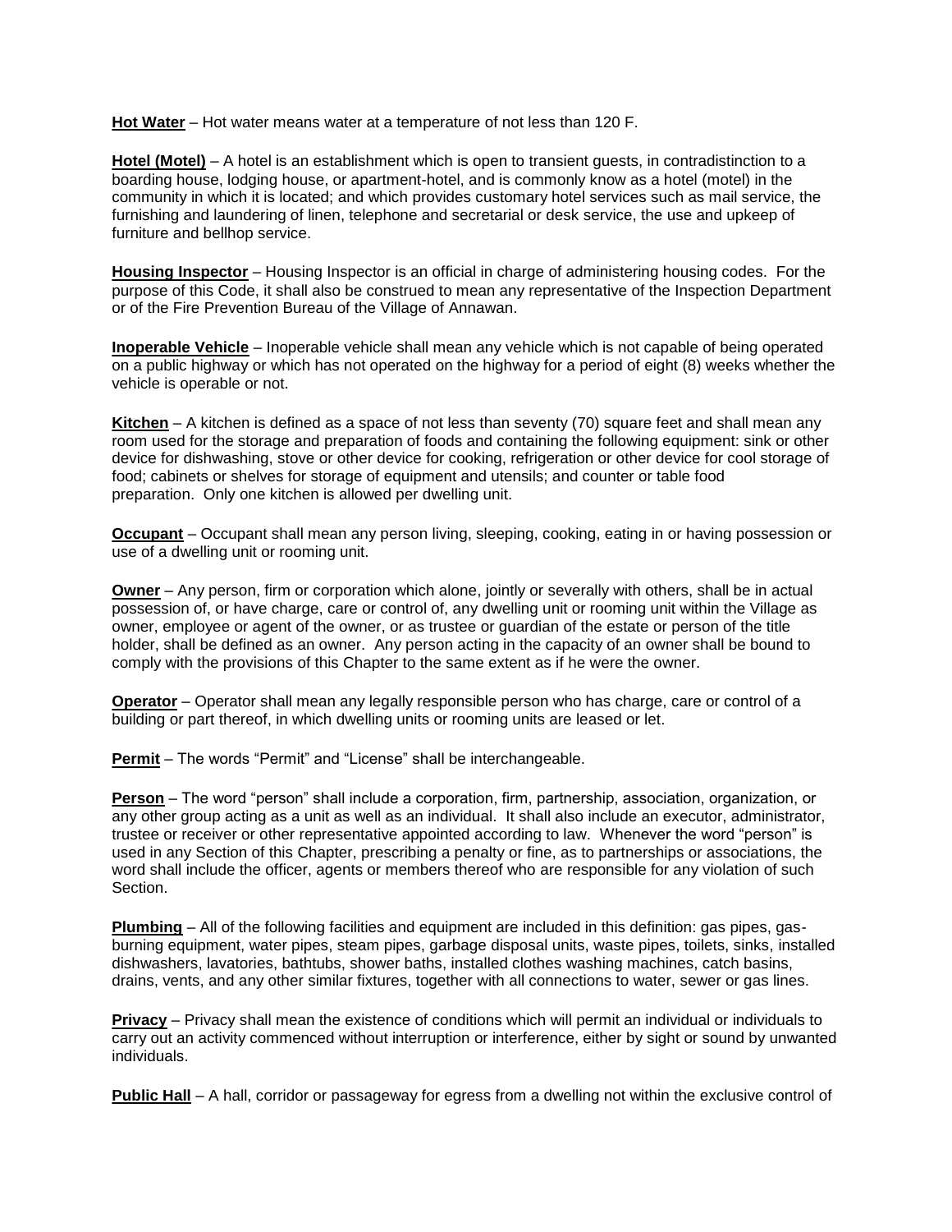**Hot Water** – Hot water means water at a temperature of not less than 120 F.

**Hotel (Motel)** – A hotel is an establishment which is open to transient guests, in contradistinction to a boarding house, lodging house, or apartment-hotel, and is commonly know as a hotel (motel) in the community in which it is located; and which provides customary hotel services such as mail service, the furnishing and laundering of linen, telephone and secretarial or desk service, the use and upkeep of furniture and bellhop service.

**Housing Inspector** – Housing Inspector is an official in charge of administering housing codes. For the purpose of this Code, it shall also be construed to mean any representative of the Inspection Department or of the Fire Prevention Bureau of the Village of Annawan.

**Inoperable Vehicle** – Inoperable vehicle shall mean any vehicle which is not capable of being operated on a public highway or which has not operated on the highway for a period of eight (8) weeks whether the vehicle is operable or not.

**Kitchen** – A kitchen is defined as a space of not less than seventy (70) square feet and shall mean any room used for the storage and preparation of foods and containing the following equipment: sink or other device for dishwashing, stove or other device for cooking, refrigeration or other device for cool storage of food; cabinets or shelves for storage of equipment and utensils; and counter or table food preparation. Only one kitchen is allowed per dwelling unit.

**Occupant** – Occupant shall mean any person living, sleeping, cooking, eating in or having possession or use of a dwelling unit or rooming unit.

**Owner** – Any person, firm or corporation which alone, jointly or severally with others, shall be in actual possession of, or have charge, care or control of, any dwelling unit or rooming unit within the Village as owner, employee or agent of the owner, or as trustee or guardian of the estate or person of the title holder, shall be defined as an owner. Any person acting in the capacity of an owner shall be bound to comply with the provisions of this Chapter to the same extent as if he were the owner.

**Operator** – Operator shall mean any legally responsible person who has charge, care or control of a building or part thereof, in which dwelling units or rooming units are leased or let.

**Permit** – The words "Permit" and "License" shall be interchangeable.

**Person** – The word "person" shall include a corporation, firm, partnership, association, organization, or any other group acting as a unit as well as an individual. It shall also include an executor, administrator, trustee or receiver or other representative appointed according to law. Whenever the word "person" is used in any Section of this Chapter, prescribing a penalty or fine, as to partnerships or associations, the word shall include the officer, agents or members thereof who are responsible for any violation of such Section.

**Plumbing** – All of the following facilities and equipment are included in this definition: gas pipes, gas-burning equipment, water pipes, steam pipes, garbage disposal units, waste pipes, toilets, sinks, installed dishwashers, lavatories, bathtubs, shower baths, installed clothes washing machines, catch basins, drains, vents, and any other similar fixtures, together with all connections to water, sewer or gas lines.

**Privacy** – Privacy shall mean the existence of conditions which will permit an individual or individuals to carry out an activity commenced without interruption or interference, either by sight or sound by unwanted individuals.

**Public Hall** – A hall, corridor or passageway for egress from a dwelling not within the exclusive control of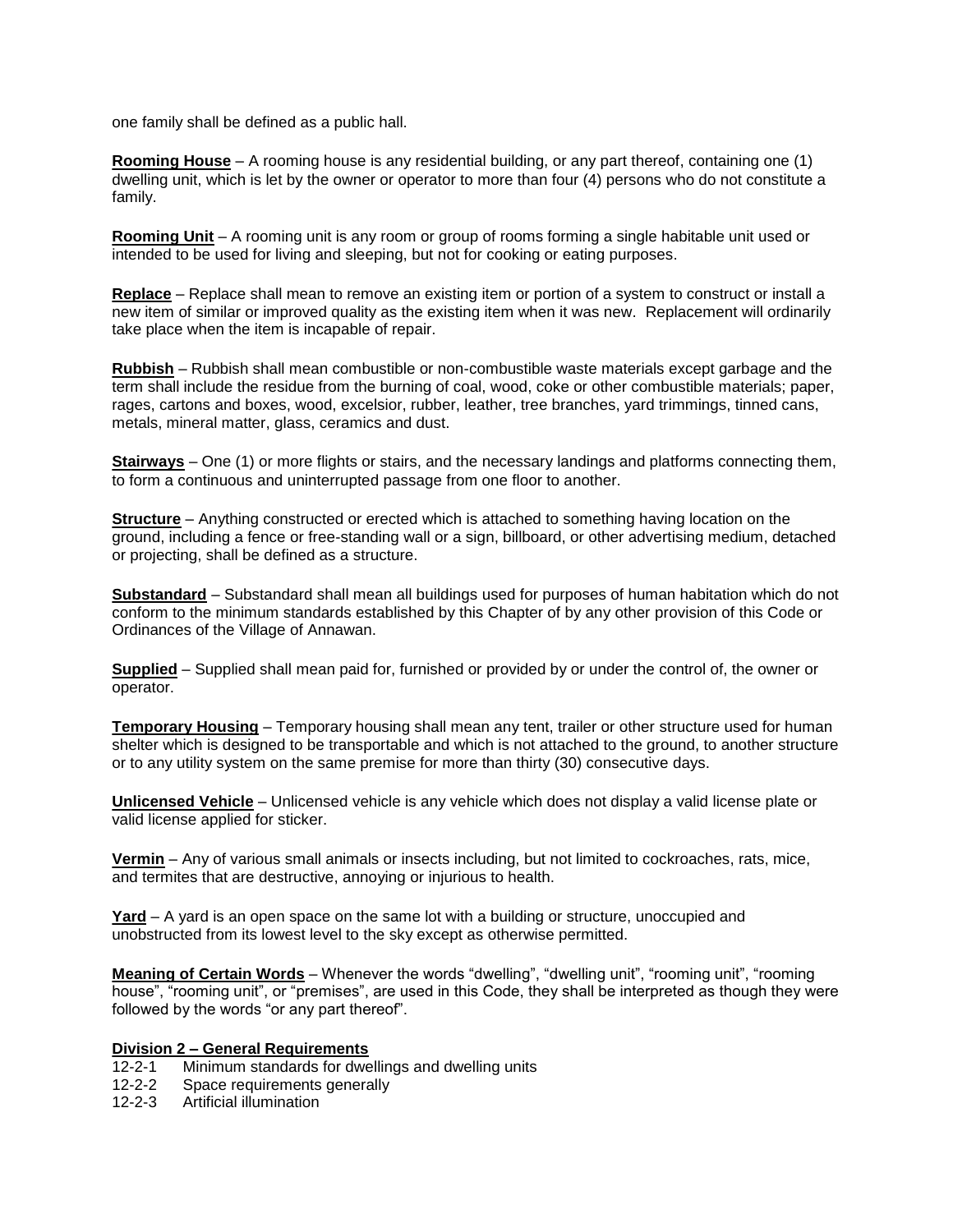one family shall be defined as a public hall.

**Rooming House** – A rooming house is any residential building, or any part thereof, containing one (1) dwelling unit, which is let by the owner or operator to more than four (4) persons who do not constitute a family.

**Rooming Unit** – A rooming unit is any room or group of rooms forming a single habitable unit used or intended to be used for living and sleeping, but not for cooking or eating purposes.

**Replace** – Replace shall mean to remove an existing item or portion of a system to construct or install a new item of similar or improved quality as the existing item when it was new. Replacement will ordinarily take place when the item is incapable of repair.

**Rubbish** – Rubbish shall mean combustible or non-combustible waste materials except garbage and the term shall include the residue from the burning of coal, wood, coke or other combustible materials; paper, rages, cartons and boxes, wood, excelsior, rubber, leather, tree branches, yard trimmings, tinned cans, metals, mineral matter, glass, ceramics and dust.

**Stairways** – One (1) or more flights or stairs, and the necessary landings and platforms connecting them, to form a continuous and uninterrupted passage from one floor to another.

**Structure** – Anything constructed or erected which is attached to something having location on the ground, including a fence or free-standing wall or a sign, billboard, or other advertising medium, detached or projecting, shall be defined as a structure.

**Substandard** – Substandard shall mean all buildings used for purposes of human habitation which do not conform to the minimum standards established by this Chapter of by any other provision of this Code or Ordinances of the Village of Annawan.

**Supplied** – Supplied shall mean paid for, furnished or provided by or under the control of, the owner or operator.

**Temporary Housing** – Temporary housing shall mean any tent, trailer or other structure used for human shelter which is designed to be transportable and which is not attached to the ground, to another structure or to any utility system on the same premise for more than thirty (30) consecutive days.

**Unlicensed Vehicle** – Unlicensed vehicle is any vehicle which does not display a valid license plate or valid license applied for sticker.

**Vermin** – Any of various small animals or insects including, but not limited to cockroaches, rats, mice, and termites that are destructive, annoying or injurious to health.

**Yard** – A yard is an open space on the same lot with a building or structure, unoccupied and unobstructed from its lowest level to the sky except as otherwise permitted.

**Meaning of Certain Words** – Whenever the words "dwelling", "dwelling unit", "rooming unit", "rooming house", "rooming unit", or "premises", are used in this Code, they shall be interpreted as though they were followed by the words "or any part thereof".

**Division 2 – General Requirements**

12-2-1 Minimum standards for dwellings and dwelling units
12-2-2 Space requirements generally
12-2-3 Artificial illumination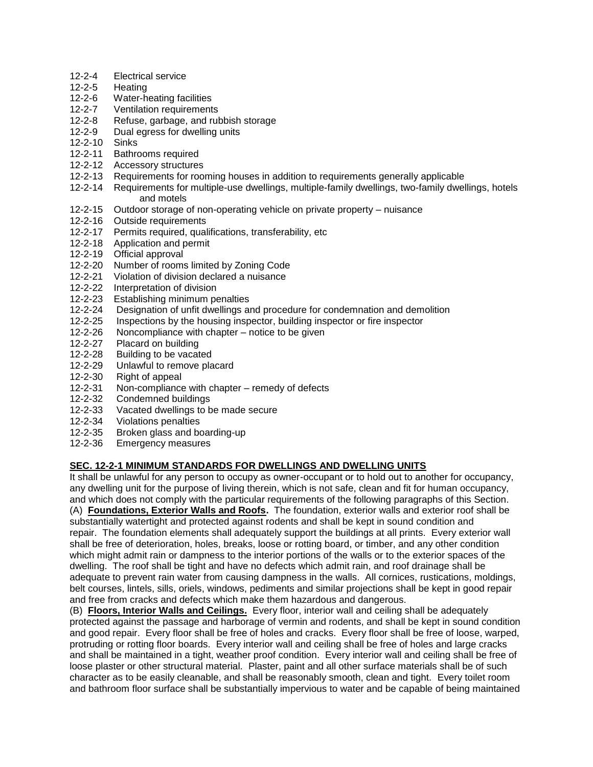12-2-4 Electrical service
12-2-5 Heating
12-2-6 Water-heating facilities
12-2-7 Ventilation requirements
12-2-8 Refuse, garbage, and rubbish storage
12-2-9 Dual egress for dwelling units
12-2-10 Sinks
12-2-11 Bathrooms required
12-2-12 Accessory structures
12-2-13 Requirements for rooming houses in addition to requirements generally applicable
12-2-14 Requirements for multiple-use dwellings, multiple-family dwellings, two-family dwellings, hotels and motels
12-2-15 Outdoor storage of non-operating vehicle on private property – nuisance
12-2-16 Outside requirements
12-2-17 Permits required, qualifications, transferability, etc
12-2-18 Application and permit
12-2-19 Official approval
12-2-20 Number of rooms limited by Zoning Code
12-2-21 Violation of division declared a nuisance
12-2-22 Interpretation of division
12-2-23 Establishing minimum penalties
12-2-24 Designation of unfit dwellings and procedure for condemnation and demolition
12-2-25 Inspections by the housing inspector, building inspector or fire inspector
12-2-26 Noncompliance with chapter – notice to be given
12-2-27 Placard on building
12-2-28 Building to be vacated
12-2-29 Unlawful to remove placard
12-2-30 Right of appeal
12-2-31 Non-compliance with chapter – remedy of defects
12-2-32 Condemned buildings
12-2-33 Vacated dwellings to be made secure
12-2-34 Violations penalties
12-2-35 Broken glass and boarding-up
12-2-36 Emergency measures

## SEC. 12-2-1 MINIMUM STANDARDS FOR DWELLINGS AND DWELLING UNITS

It shall be unlawful for any person to occupy as owner-occupant or to hold out to another for occupancy, any dwelling unit for the purpose of living therein, which is not safe, clean and fit for human occupancy, and which does not comply with the particular requirements of the following paragraphs of this Section.

(A) **Foundations, Exterior Walls and Roofs.** The foundation, exterior walls and exterior roof shall be substantially watertight and protected against rodents and shall be kept in sound condition and repair. The foundation elements shall adequately support the buildings at all prints. Every exterior wall shall be free of deterioration, holes, breaks, loose or rotting board, or timber, and any other condition which might admit rain or dampness to the interior portions of the walls or to the exterior spaces of the dwelling. The roof shall be tight and have no defects which admit rain, and roof drainage shall be adequate to prevent rain water from causing dampness in the walls. All cornices, rustications, moldings, belt courses, lintels, sills, oriels, windows, pediments and similar projections shall be kept in good repair and free from cracks and defects which make them hazardous and dangerous.

(B) **Floors, Interior Walls and Ceilings.** Every floor, interior wall and ceiling shall be adequately protected against the passage and harborage of vermin and rodents, and shall be kept in sound condition and good repair. Every floor shall be free of holes and cracks. Every floor shall be free of loose, warped, protruding or rotting floor boards. Every interior wall and ceiling shall be free of holes and large cracks and shall be maintained in a tight, weather proof condition. Every interior wall and ceiling shall be free of loose plaster or other structural material. Plaster, paint and all other surface materials shall be of such character as to be easily cleanable, and shall be reasonably smooth, clean and tight. Every toilet room and bathroom floor surface shall be substantially impervious to water and be capable of being maintained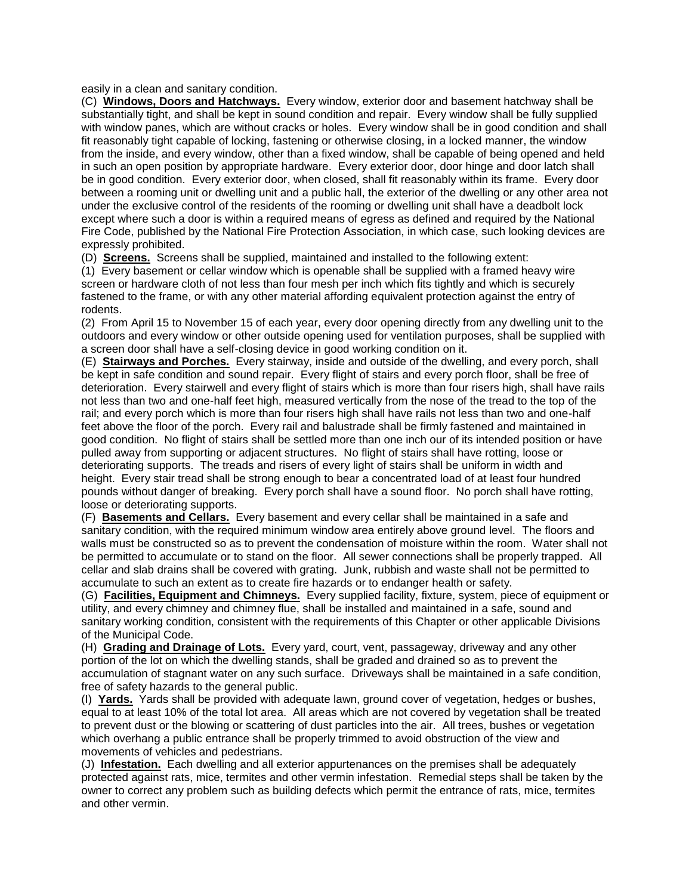easily in a clean and sanitary condition.

(C) **Windows, Doors and Hatchways.** Every window, exterior door and basement hatchway shall be substantially tight, and shall be kept in sound condition and repair. Every window shall be fully supplied with window panes, which are without cracks or holes. Every window shall be in good condition and shall fit reasonably tight capable of locking, fastening or otherwise closing, in a locked manner, the window from the inside, and every window, other than a fixed window, shall be capable of being opened and held in such an open position by appropriate hardware. Every exterior door, door hinge and door latch shall be in good condition. Every exterior door, when closed, shall fit reasonably within its frame. Every door between a rooming unit or dwelling unit and a public hall, the exterior of the dwelling or any other area not under the exclusive control of the residents of the rooming or dwelling unit shall have a deadbolt lock except where such a door is within a required means of egress as defined and required by the National Fire Code, published by the National Fire Protection Association, in which case, such looking devices are expressly prohibited.

(D) **Screens.** Screens shall be supplied, maintained and installed to the following extent:

(1) Every basement or cellar window which is openable shall be supplied with a framed heavy wire screen or hardware cloth of not less than four mesh per inch which fits tightly and which is securely fastened to the frame, or with any other material affording equivalent protection against the entry of rodents.

(2) From April 15 to November 15 of each year, every door opening directly from any dwelling unit to the outdoors and every window or other outside opening used for ventilation purposes, shall be supplied with a screen door shall have a self-closing device in good working condition on it.

(E) **Stairways and Porches.** Every stairway, inside and outside of the dwelling, and every porch, shall be kept in safe condition and sound repair. Every flight of stairs and every porch floor, shall be free of deterioration. Every stairwell and every flight of stairs which is more than four risers high, shall have rails not less than two and one-half feet high, measured vertically from the nose of the tread to the top of the rail; and every porch which is more than four risers high shall have rails not less than two and one-half feet above the floor of the porch. Every rail and balustrade shall be firmly fastened and maintained in good condition. No flight of stairs shall be settled more than one inch our of its intended position or have pulled away from supporting or adjacent structures. No flight of stairs shall have rotting, loose or deteriorating supports. The treads and risers of every light of stairs shall be uniform in width and height. Every stair tread shall be strong enough to bear a concentrated load of at least four hundred pounds without danger of breaking. Every porch shall have a sound floor. No porch shall have rotting, loose or deteriorating supports.

(F) **Basements and Cellars.** Every basement and every cellar shall be maintained in a safe and sanitary condition, with the required minimum window area entirely above ground level. The floors and walls must be constructed so as to prevent the condensation of moisture within the room. Water shall not be permitted to accumulate or to stand on the floor. All sewer connections shall be properly trapped. All cellar and slab drains shall be covered with grating. Junk, rubbish and waste shall not be permitted to accumulate to such an extent as to create fire hazards or to endanger health or safety.

(G) **Facilities, Equipment and Chimneys.** Every supplied facility, fixture, system, piece of equipment or utility, and every chimney and chimney flue, shall be installed and maintained in a safe, sound and sanitary working condition, consistent with the requirements of this Chapter or other applicable Divisions of the Municipal Code.

(H) **Grading and Drainage of Lots.** Every yard, court, vent, passageway, driveway and any other portion of the lot on which the dwelling stands, shall be graded and drained so as to prevent the accumulation of stagnant water on any such surface. Driveways shall be maintained in a safe condition, free of safety hazards to the general public.

(I) **Yards.** Yards shall be provided with adequate lawn, ground cover of vegetation, hedges or bushes, equal to at least 10% of the total lot area. All areas which are not covered by vegetation shall be treated to prevent dust or the blowing or scattering of dust particles into the air. All trees, bushes or vegetation which overhang a public entrance shall be properly trimmed to avoid obstruction of the view and movements of vehicles and pedestrians.

(J) **Infestation.** Each dwelling and all exterior appurtenances on the premises shall be adequately protected against rats, mice, termites and other vermin infestation. Remedial steps shall be taken by the owner to correct any problem such as building defects which permit the entrance of rats, mice, termites and other vermin.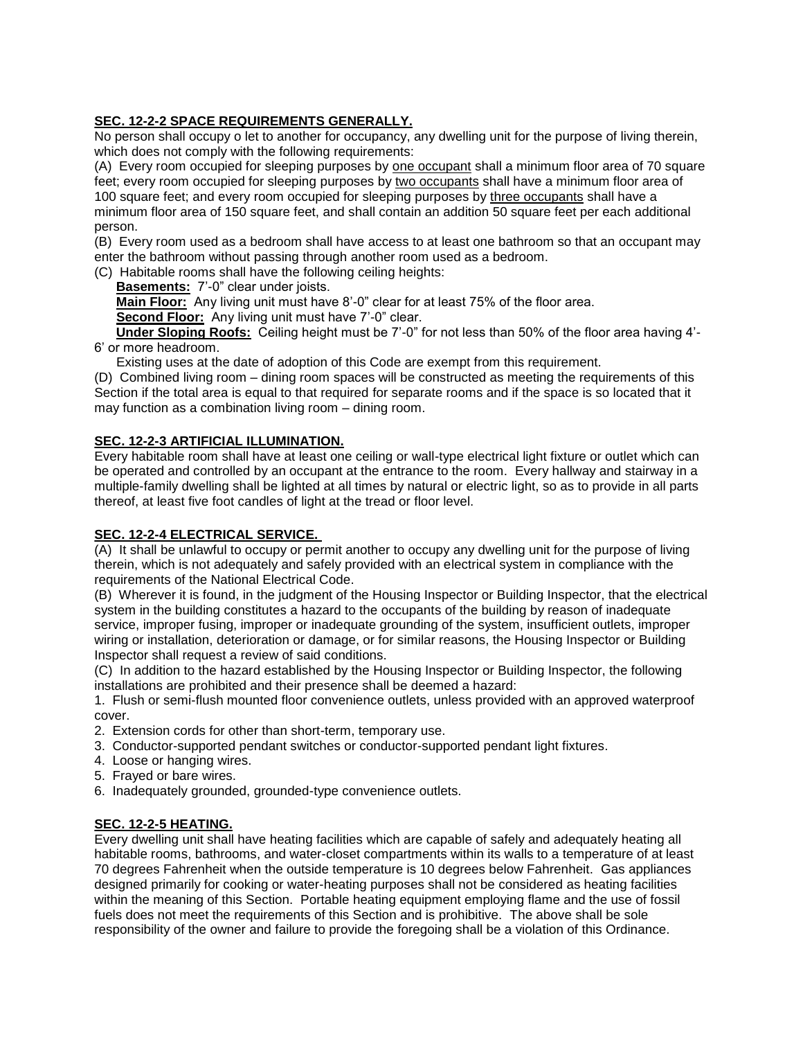## SEC. 12-2-2 SPACE REQUIREMENTS GENERALLY.

No person shall occupy o let to another for occupancy, any dwelling unit for the purpose of living therein, which does not comply with the following requirements:

(A) Every room occupied for sleeping purposes by one occupant shall a minimum floor area of 70 square feet; every room occupied for sleeping purposes by two occupants shall have a minimum floor area of 100 square feet; and every room occupied for sleeping purposes by three occupants shall have a minimum floor area of 150 square feet, and shall contain an addition 50 square feet per each additional person.

(B) Every room used as a bedroom shall have access to at least one bathroom so that an occupant may enter the bathroom without passing through another room used as a bedroom.

(C) Habitable rooms shall have the following ceiling heights:

**Basements:** 7'-0" clear under joists.

**Main Floor:** Any living unit must have 8'-0" clear for at least 75% of the floor area.

**Second Floor:** Any living unit must have 7'-0" clear.

**Under Sloping Roofs:** Ceiling height must be 7'-0" for not less than 50% of the floor area having 4'-6' or more headroom.

Existing uses at the date of adoption of this Code are exempt from this requirement.

(D) Combined living room – dining room spaces will be constructed as meeting the requirements of this Section if the total area is equal to that required for separate rooms and if the space is so located that it may function as a combination living room – dining room.

## SEC. 12-2-3 ARTIFICIAL ILLUMINATION.

Every habitable room shall have at least one ceiling or wall-type electrical light fixture or outlet which can be operated and controlled by an occupant at the entrance to the room. Every hallway and stairway in a multiple-family dwelling shall be lighted at all times by natural or electric light, so as to provide in all parts thereof, at least five foot candles of light at the tread or floor level.

## SEC. 12-2-4 ELECTRICAL SERVICE.

(A) It shall be unlawful to occupy or permit another to occupy any dwelling unit for the purpose of living therein, which is not adequately and safely provided with an electrical system in compliance with the requirements of the National Electrical Code.

(B) Wherever it is found, in the judgment of the Housing Inspector or Building Inspector, that the electrical system in the building constitutes a hazard to the occupants of the building by reason of inadequate service, improper fusing, improper or inadequate grounding of the system, insufficient outlets, improper wiring or installation, deterioration or damage, or for similar reasons, the Housing Inspector or Building Inspector shall request a review of said conditions.

(C) In addition to the hazard established by the Housing Inspector or Building Inspector, the following installations are prohibited and their presence shall be deemed a hazard:

1. Flush or semi-flush mounted floor convenience outlets, unless provided with an approved waterproof cover.
2. Extension cords for other than short-term, temporary use.
3. Conductor-supported pendant switches or conductor-supported pendant light fixtures.
4. Loose or hanging wires.
5. Frayed or bare wires.
6. Inadequately grounded, grounded-type convenience outlets.

## SEC. 12-2-5 HEATING.

Every dwelling unit shall have heating facilities which are capable of safely and adequately heating all habitable rooms, bathrooms, and water-closet compartments within its walls to a temperature of at least 70 degrees Fahrenheit when the outside temperature is 10 degrees below Fahrenheit. Gas appliances designed primarily for cooking or water-heating purposes shall not be considered as heating facilities within the meaning of this Section. Portable heating equipment employing flame and the use of fossil fuels does not meet the requirements of this Section and is prohibitive. The above shall be sole responsibility of the owner and failure to provide the foregoing shall be a violation of this Ordinance.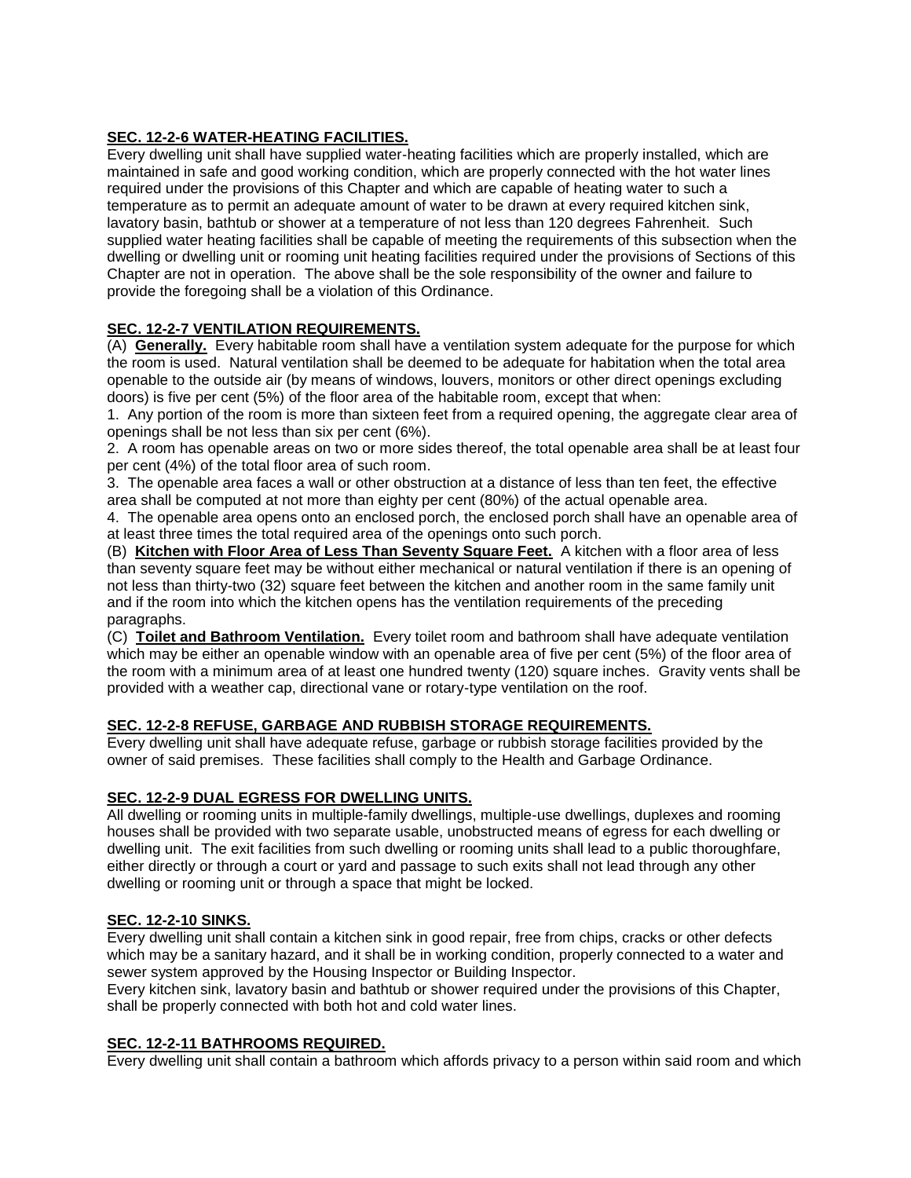**SEC. 12-2-6 WATER-HEATING FACILITIES.**

Every dwelling unit shall have supplied water-heating facilities which are properly installed, which are maintained in safe and good working condition, which are properly connected with the hot water lines required under the provisions of this Chapter and which are capable of heating water to such a temperature as to permit an adequate amount of water to be drawn at every required kitchen sink, lavatory basin, bathtub or shower at a temperature of not less than 120 degrees Fahrenheit. Such supplied water heating facilities shall be capable of meeting the requirements of this subsection when the dwelling or dwelling unit or rooming unit heating facilities required under the provisions of Sections of this Chapter are not in operation. The above shall be the sole responsibility of the owner and failure to provide the foregoing shall be a violation of this Ordinance.

**SEC. 12-2-7 VENTILATION REQUIREMENTS.**

(A) **Generally.** Every habitable room shall have a ventilation system adequate for the purpose for which the room is used. Natural ventilation shall be deemed to be adequate for habitation when the total area openable to the outside air (by means of windows, louvers, monitors or other direct openings excluding doors) is five per cent (5%) of the floor area of the habitable room, except that when:

1. Any portion of the room is more than sixteen feet from a required opening, the aggregate clear area of openings shall be not less than six per cent (6%).
2. A room has openable areas on two or more sides thereof, the total openable area shall be at least four per cent (4%) of the total floor area of such room.
3. The openable area faces a wall or other obstruction at a distance of less than ten feet, the effective area shall be computed at not more than eighty per cent (80%) of the actual openable area.
4. The openable area opens onto an enclosed porch, the enclosed porch shall have an openable area of at least three times the total required area of the openings onto such porch.

(B) **Kitchen with Floor Area of Less Than Seventy Square Feet.** A kitchen with a floor area of less than seventy square feet may be without either mechanical or natural ventilation if there is an opening of not less than thirty-two (32) square feet between the kitchen and another room in the same family unit and if the room into which the kitchen opens has the ventilation requirements of the preceding paragraphs.

(C) **Toilet and Bathroom Ventilation.** Every toilet room and bathroom shall have adequate ventilation which may be either an openable window with an openable area of five per cent (5%) of the floor area of the room with a minimum area of at least one hundred twenty (120) square inches. Gravity vents shall be provided with a weather cap, directional vane or rotary-type ventilation on the roof.

**SEC. 12-2-8 REFUSE, GARBAGE AND RUBBISH STORAGE REQUIREMENTS.**

Every dwelling unit shall have adequate refuse, garbage or rubbish storage facilities provided by the owner of said premises. These facilities shall comply to the Health and Garbage Ordinance.

**SEC. 12-2-9 DUAL EGRESS FOR DWELLING UNITS.**

All dwelling or rooming units in multiple-family dwellings, multiple-use dwellings, duplexes and rooming houses shall be provided with two separate usable, unobstructed means of egress for each dwelling or dwelling unit. The exit facilities from such dwelling or rooming units shall lead to a public thoroughfare, either directly or through a court or yard and passage to such exits shall not lead through any other dwelling or rooming unit or through a space that might be locked.

**SEC. 12-2-10 SINKS.**

Every dwelling unit shall contain a kitchen sink in good repair, free from chips, cracks or other defects which may be a sanitary hazard, and it shall be in working condition, properly connected to a water and sewer system approved by the Housing Inspector or Building Inspector.

Every kitchen sink, lavatory basin and bathtub or shower required under the provisions of this Chapter, shall be properly connected with both hot and cold water lines.

**SEC. 12-2-11 BATHROOMS REQUIRED.**

Every dwelling unit shall contain a bathroom which affords privacy to a person within said room and which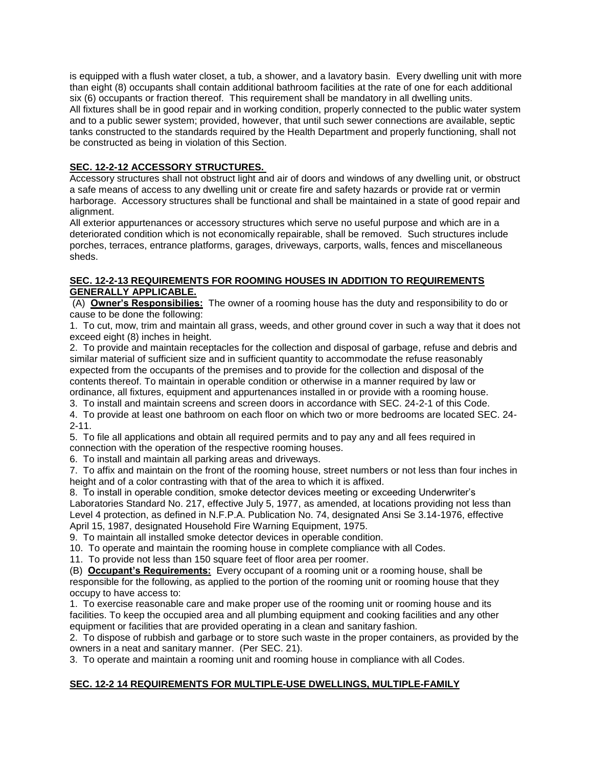is equipped with a flush water closet, a tub, a shower, and a lavatory basin. Every dwelling unit with more than eight (8) occupants shall contain additional bathroom facilities at the rate of one for each additional six (6) occupants or fraction thereof. This requirement shall be mandatory in all dwelling units.
All fixtures shall be in good repair and in working condition, properly connected to the public water system and to a public sewer system; provided, however, that until such sewer connections are available, septic tanks constructed to the standards required by the Health Department and properly functioning, shall not be constructed as being in violation of this Section.

**SEC. 12-2-12 ACCESSORY STRUCTURES.**

Accessory structures shall not obstruct light and air of doors and windows of any dwelling unit, or obstruct a safe means of access to any dwelling unit or create fire and safety hazards or provide rat or vermin harborage. Accessory structures shall be functional and shall be maintained in a state of good repair and alignment.
All exterior appurtenances or accessory structures which serve no useful purpose and which are in a deteriorated condition which is not economically repairable, shall be removed. Such structures include porches, terraces, entrance platforms, garages, driveways, carports, walls, fences and miscellaneous sheds.

**SEC. 12-2-13 REQUIREMENTS FOR ROOMING HOUSES IN ADDITION TO REQUIREMENTS GENERALLY APPLICABLE.**

(A) **Owner's Responsibilies:** The owner of a rooming house has the duty and responsibility to do or cause to be done the following:

1. To cut, mow, trim and maintain all grass, weeds, and other ground cover in such a way that it does not exceed eight (8) inches in height.
2. To provide and maintain receptacles for the collection and disposal of garbage, refuse and debris and similar material of sufficient size and in sufficient quantity to accommodate the refuse reasonably expected from the occupants of the premises and to provide for the collection and disposal of the contents thereof. To maintain in operable condition or otherwise in a manner required by law or ordinance, all fixtures, equipment and appurtenances installed in or provide with a rooming house.
3. To install and maintain screens and screen doors in accordance with SEC. 24-2-1 of this Code.
4. To provide at least one bathroom on each floor on which two or more bedrooms are located SEC. 24-2-11.
5. To file all applications and obtain all required permits and to pay any and all fees required in connection with the operation of the respective rooming houses.
6. To install and maintain all parking areas and driveways.
7. To affix and maintain on the front of the rooming house, street numbers or not less than four inches in height and of a color contrasting with that of the area to which it is affixed.
8. To install in operable condition, smoke detector devices meeting or exceeding Underwriter's Laboratories Standard No. 217, effective July 5, 1977, as amended, at locations providing not less than Level 4 protection, as defined in N.F.P.A. Publication No. 74, designated Ansi Se 3.14-1976, effective April 15, 1987, designated Household Fire Warning Equipment, 1975.
9. To maintain all installed smoke detector devices in operable condition.
10. To operate and maintain the rooming house in complete compliance with all Codes.
11. To provide not less than 150 square feet of floor area per roomer.

(B) **Occupant's Requirements:** Every occupant of a rooming unit or a rooming house, shall be responsible for the following, as applied to the portion of the rooming unit or rooming house that they occupy to have access to:

1. To exercise reasonable care and make proper use of the rooming unit or rooming house and its facilities. To keep the occupied area and all plumbing equipment and cooking facilities and any other equipment or facilities that are provided operating in a clean and sanitary fashion.
2. To dispose of rubbish and garbage or to store such waste in the proper containers, as provided by the owners in a neat and sanitary manner. (Per SEC. 21).
3. To operate and maintain a rooming unit and rooming house in compliance with all Codes.

**SEC. 12-2 14 REQUIREMENTS FOR MULTIPLE-USE DWELLINGS, MULTIPLE-FAMILY**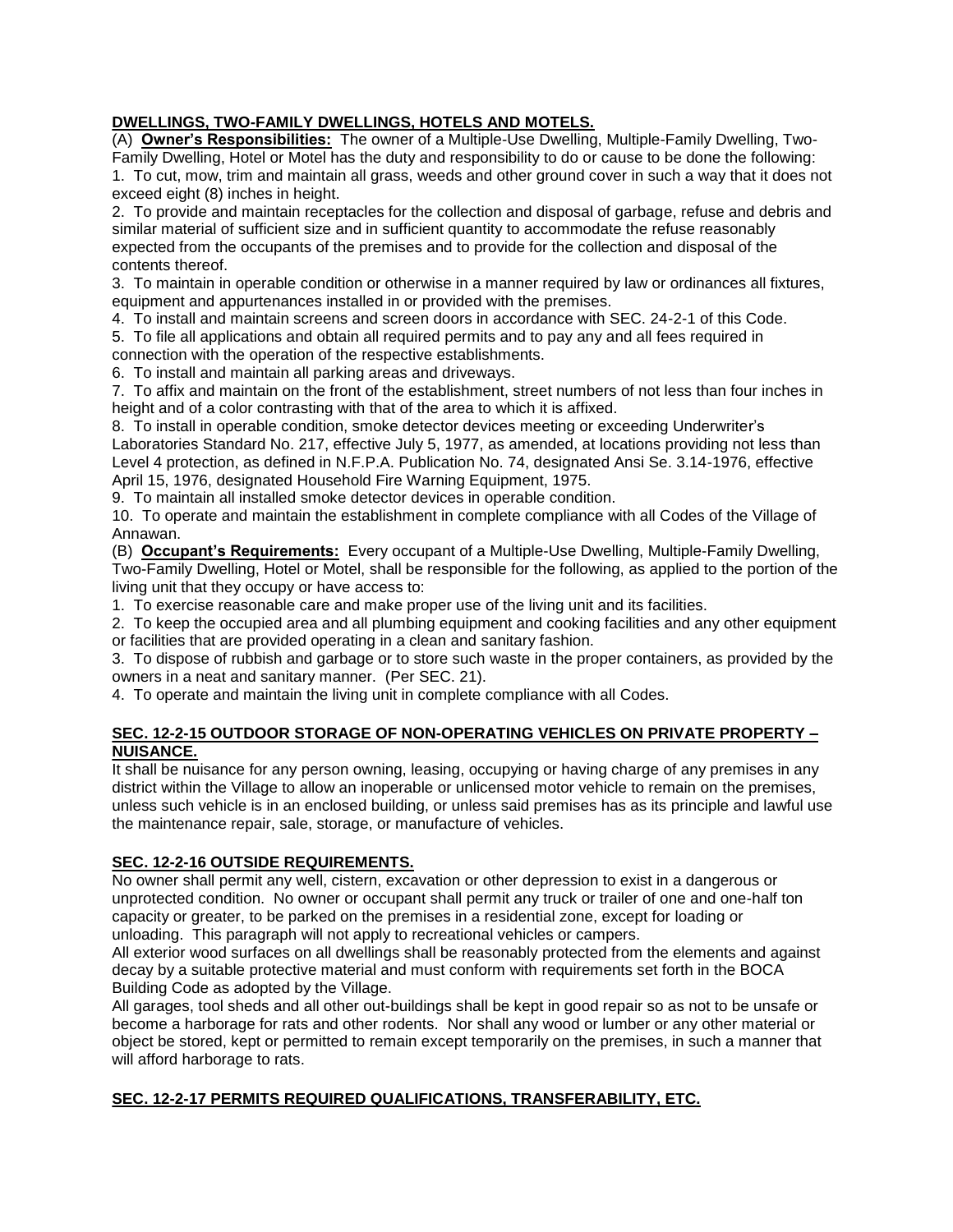**DWELLINGS, TWO-FAMILY DWELLINGS, HOTELS AND MOTELS.**

(A) **Owner's Responsibilities:** The owner of a Multiple-Use Dwelling, Multiple-Family Dwelling, Two-Family Dwelling, Hotel or Motel has the duty and responsibility to do or cause to be done the following:

1. To cut, mow, trim and maintain all grass, weeds and other ground cover in such a way that it does not exceed eight (8) inches in height.
2. To provide and maintain receptacles for the collection and disposal of garbage, refuse and debris and similar material of sufficient size and in sufficient quantity to accommodate the refuse reasonably expected from the occupants of the premises and to provide for the collection and disposal of the contents thereof.
3. To maintain in operable condition or otherwise in a manner required by law or ordinances all fixtures, equipment and appurtenances installed in or provided with the premises.
4. To install and maintain screens and screen doors in accordance with SEC. 24-2-1 of this Code.
5. To file all applications and obtain all required permits and to pay any and all fees required in connection with the operation of the respective establishments.
6. To install and maintain all parking areas and driveways.
7. To affix and maintain on the front of the establishment, street numbers of not less than four inches in height and of a color contrasting with that of the area to which it is affixed.
8. To install in operable condition, smoke detector devices meeting or exceeding Underwriter's Laboratories Standard No. 217, effective July 5, 1977, as amended, at locations providing not less than Level 4 protection, as defined in N.F.P.A. Publication No. 74, designated Ansi Se. 3.14-1976, effective April 15, 1976, designated Household Fire Warning Equipment, 1975.
9. To maintain all installed smoke detector devices in operable condition.
10. To operate and maintain the establishment in complete compliance with all Codes of the Village of Annawan.

(B) **Occupant's Requirements:** Every occupant of a Multiple-Use Dwelling, Multiple-Family Dwelling, Two-Family Dwelling, Hotel or Motel, shall be responsible for the following, as applied to the portion of the living unit that they occupy or have access to:

1. To exercise reasonable care and make proper use of the living unit and its facilities.
2. To keep the occupied area and all plumbing equipment and cooking facilities and any other equipment or facilities that are provided operating in a clean and sanitary fashion.
3. To dispose of rubbish and garbage or to store such waste in the proper containers, as provided by the owners in a neat and sanitary manner. (Per SEC. 21).
4. To operate and maintain the living unit in complete compliance with all Codes.

**SEC. 12-2-15 OUTDOOR STORAGE OF NON-OPERATING VEHICLES ON PRIVATE PROPERTY – NUISANCE.**

It shall be nuisance for any person owning, leasing, occupying or having charge of any premises in any district within the Village to allow an inoperable or unlicensed motor vehicle to remain on the premises, unless such vehicle is in an enclosed building, or unless said premises has as its principle and lawful use the maintenance repair, sale, storage, or manufacture of vehicles.

**SEC. 12-2-16 OUTSIDE REQUIREMENTS.**

No owner shall permit any well, cistern, excavation or other depression to exist in a dangerous or unprotected condition. No owner or occupant shall permit any truck or trailer of one and one-half ton capacity or greater, to be parked on the premises in a residential zone, except for loading or unloading. This paragraph will not apply to recreational vehicles or campers.

All exterior wood surfaces on all dwellings shall be reasonably protected from the elements and against decay by a suitable protective material and must conform with requirements set forth in the BOCA Building Code as adopted by the Village.

All garages, tool sheds and all other out-buildings shall be kept in good repair so as not to be unsafe or become a harborage for rats and other rodents. Nor shall any wood or lumber or any other material or object be stored, kept or permitted to remain except temporarily on the premises, in such a manner that will afford harborage to rats.

**SEC. 12-2-17 PERMITS REQUIRED QUALIFICATIONS, TRANSFERABILITY, ETC.**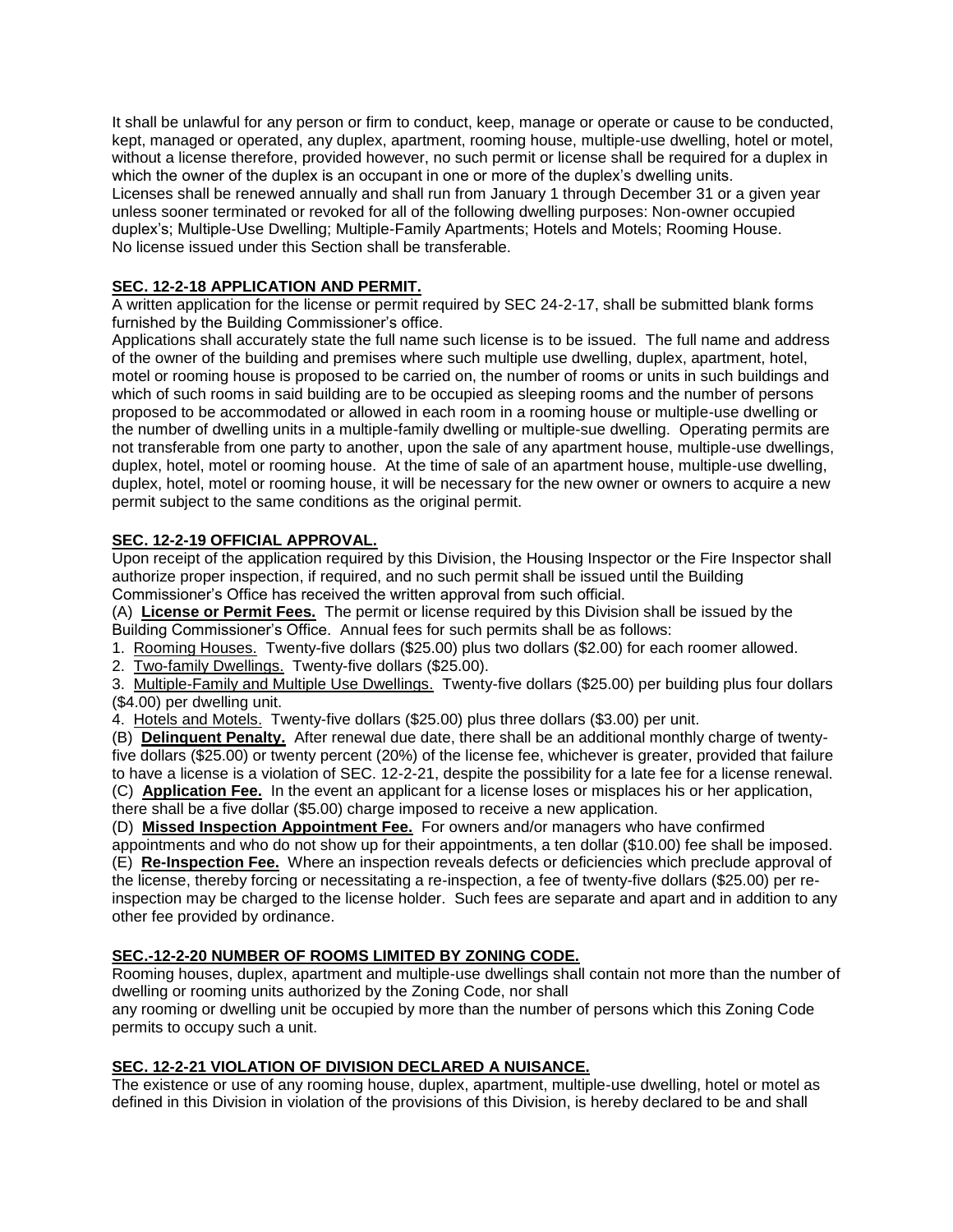It shall be unlawful for any person or firm to conduct, keep, manage or operate or cause to be conducted, kept, managed or operated, any duplex, apartment, rooming house, multiple-use dwelling, hotel or motel, without a license therefore, provided however, no such permit or license shall be required for a duplex in which the owner of the duplex is an occupant in one or more of the duplex's dwelling units.
Licenses shall be renewed annually and shall run from January 1 through December 31 or a given year unless sooner terminated or revoked for all of the following dwelling purposes: Non-owner occupied duplex's; Multiple-Use Dwelling; Multiple-Family Apartments; Hotels and Motels; Rooming House.
No license issued under this Section shall be transferable.

## SEC. 12-2-18 APPLICATION AND PERMIT.

A written application for the license or permit required by SEC 24-2-17, shall be submitted blank forms furnished by the Building Commissioner's office.
Applications shall accurately state the full name such license is to be issued. The full name and address of the owner of the building and premises where such multiple use dwelling, duplex, apartment, hotel, motel or rooming house is proposed to be carried on, the number of rooms or units in such buildings and which of such rooms in said building are to be occupied as sleeping rooms and the number of persons proposed to be accommodated or allowed in each room in a rooming house or multiple-use dwelling or the number of dwelling units in a multiple-family dwelling or multiple-sue dwelling. Operating permits are not transferable from one party to another, upon the sale of any apartment house, multiple-use dwellings, duplex, hotel, motel or rooming house. At the time of sale of an apartment house, multiple-use dwelling, duplex, hotel, motel or rooming house, it will be necessary for the new owner or owners to acquire a new permit subject to the same conditions as the original permit.

## SEC. 12-2-19 OFFICIAL APPROVAL.

Upon receipt of the application required by this Division, the Housing Inspector or the Fire Inspector shall authorize proper inspection, if required, and no such permit shall be issued until the Building Commissioner's Office has received the written approval from such official.

(A) **License or Permit Fees.** The permit or license required by this Division shall be issued by the Building Commissioner's Office. Annual fees for such permits shall be as follows:

1. Rooming Houses. Twenty-five dollars ($25.00) plus two dollars ($2.00) for each roomer allowed.
2. Two-family Dwellings. Twenty-five dollars ($25.00).
3. Multiple-Family and Multiple Use Dwellings. Twenty-five dollars ($25.00) per building plus four dollars ($4.00) per dwelling unit.
4. Hotels and Motels. Twenty-five dollars ($25.00) plus three dollars ($3.00) per unit.

(B) **Delinquent Penalty.** After renewal due date, there shall be an additional monthly charge of twenty-five dollars ($25.00) or twenty percent (20%) of the license fee, whichever is greater, provided that failure to have a license is a violation of SEC. 12-2-21, despite the possibility for a late fee for a license renewal.

(C) **Application Fee.** In the event an applicant for a license loses or misplaces his or her application, there shall be a five dollar ($5.00) charge imposed to receive a new application.

(D) **Missed Inspection Appointment Fee.** For owners and/or managers who have confirmed appointments and who do not show up for their appointments, a ten dollar ($10.00) fee shall be imposed.

(E) **Re-Inspection Fee.** Where an inspection reveals defects or deficiencies which preclude approval of the license, thereby forcing or necessitating a re-inspection, a fee of twenty-five dollars ($25.00) per re-inspection may be charged to the license holder. Such fees are separate and apart and in addition to any other fee provided by ordinance.

## SEC.-12-2-20 NUMBER OF ROOMS LIMITED BY ZONING CODE.

Rooming houses, duplex, apartment and multiple-use dwellings shall contain not more than the number of dwelling or rooming units authorized by the Zoning Code, nor shall
any rooming or dwelling unit be occupied by more than the number of persons which this Zoning Code permits to occupy such a unit.

## SEC. 12-2-21 VIOLATION OF DIVISION DECLARED A NUISANCE.

The existence or use of any rooming house, duplex, apartment, multiple-use dwelling, hotel or motel as defined in this Division in violation of the provisions of this Division, is hereby declared to be and shall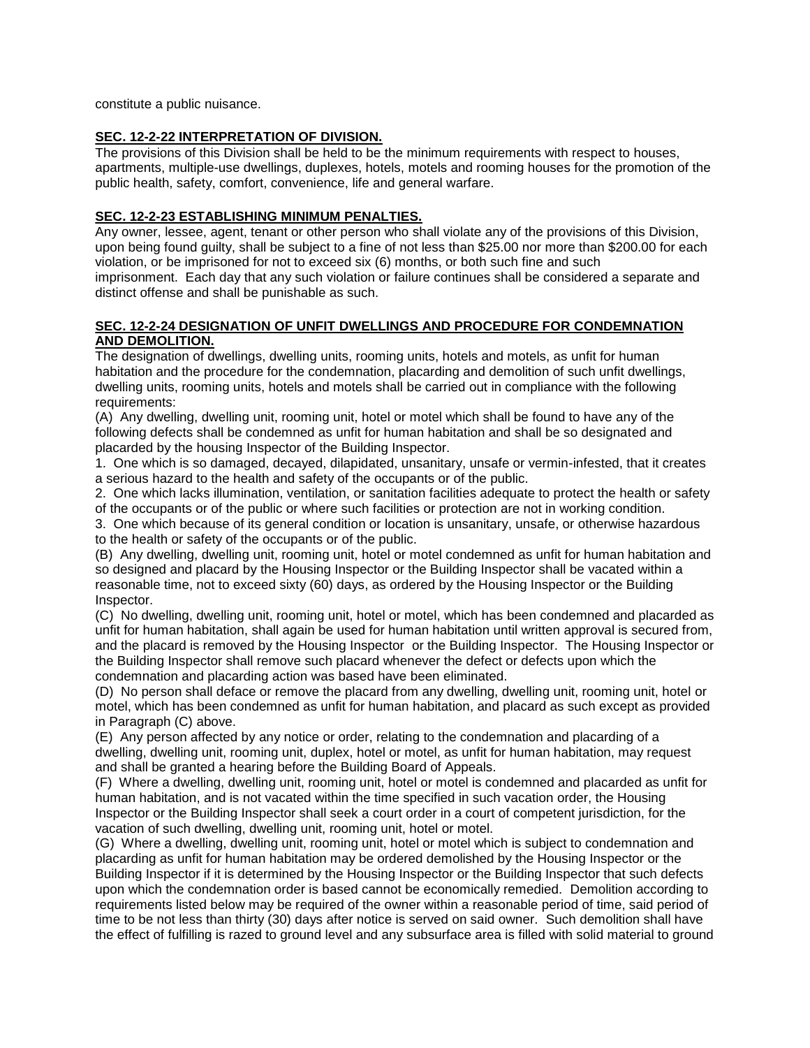constitute a public nuisance.

**SEC. 12-2-22 INTERPRETATION OF DIVISION.**

The provisions of this Division shall be held to be the minimum requirements with respect to houses, apartments, multiple-use dwellings, duplexes, hotels, motels and rooming houses for the promotion of the public health, safety, comfort, convenience, life and general warfare.

**SEC. 12-2-23 ESTABLISHING MINIMUM PENALTIES.**

Any owner, lessee, agent, tenant or other person who shall violate any of the provisions of this Division, upon being found guilty, shall be subject to a fine of not less than $25.00 nor more than $200.00 for each violation, or be imprisoned for not to exceed six (6) months, or both such fine and such imprisonment. Each day that any such violation or failure continues shall be considered a separate and distinct offense and shall be punishable as such.

**SEC. 12-2-24 DESIGNATION OF UNFIT DWELLINGS AND PROCEDURE FOR CONDEMNATION AND DEMOLITION.**

The designation of dwellings, dwelling units, rooming units, hotels and motels, as unfit for human habitation and the procedure for the condemnation, placarding and demolition of such unfit dwellings, dwelling units, rooming units, hotels and motels shall be carried out in compliance with the following requirements:

(A) Any dwelling, dwelling unit, rooming unit, hotel or motel which shall be found to have any of the following defects shall be condemned as unfit for human habitation and shall be so designated and placarded by the housing Inspector of the Building Inspector.

1. One which is so damaged, decayed, dilapidated, unsanitary, unsafe or vermin-infested, that it creates a serious hazard to the health and safety of the occupants or of the public.
2. One which lacks illumination, ventilation, or sanitation facilities adequate to protect the health or safety of the occupants or of the public or where such facilities or protection are not in working condition.
3. One which because of its general condition or location is unsanitary, unsafe, or otherwise hazardous to the health or safety of the occupants or of the public.

(B) Any dwelling, dwelling unit, rooming unit, hotel or motel condemned as unfit for human habitation and so designed and placard by the Housing Inspector or the Building Inspector shall be vacated within a reasonable time, not to exceed sixty (60) days, as ordered by the Housing Inspector or the Building Inspector.

(C) No dwelling, dwelling unit, rooming unit, hotel or motel, which has been condemned and placarded as unfit for human habitation, shall again be used for human habitation until written approval is secured from, and the placard is removed by the Housing Inspector or the Building Inspector. The Housing Inspector or the Building Inspector shall remove such placard whenever the defect or defects upon which the condemnation and placarding action was based have been eliminated.

(D) No person shall deface or remove the placard from any dwelling, dwelling unit, rooming unit, hotel or motel, which has been condemned as unfit for human habitation, and placard as such except as provided in Paragraph (C) above.

(E) Any person affected by any notice or order, relating to the condemnation and placarding of a dwelling, dwelling unit, rooming unit, duplex, hotel or motel, as unfit for human habitation, may request and shall be granted a hearing before the Building Board of Appeals.

(F) Where a dwelling, dwelling unit, rooming unit, hotel or motel is condemned and placarded as unfit for human habitation, and is not vacated within the time specified in such vacation order, the Housing Inspector or the Building Inspector shall seek a court order in a court of competent jurisdiction, for the vacation of such dwelling, dwelling unit, rooming unit, hotel or motel.

(G) Where a dwelling, dwelling unit, rooming unit, hotel or motel which is subject to condemnation and placarding as unfit for human habitation may be ordered demolished by the Housing Inspector or the Building Inspector if it is determined by the Housing Inspector or the Building Inspector that such defects upon which the condemnation order is based cannot be economically remedied. Demolition according to requirements listed below may be required of the owner within a reasonable period of time, said period of time to be not less than thirty (30) days after notice is served on said owner. Such demolition shall have the effect of fulfilling is razed to ground level and any subsurface area is filled with solid material to ground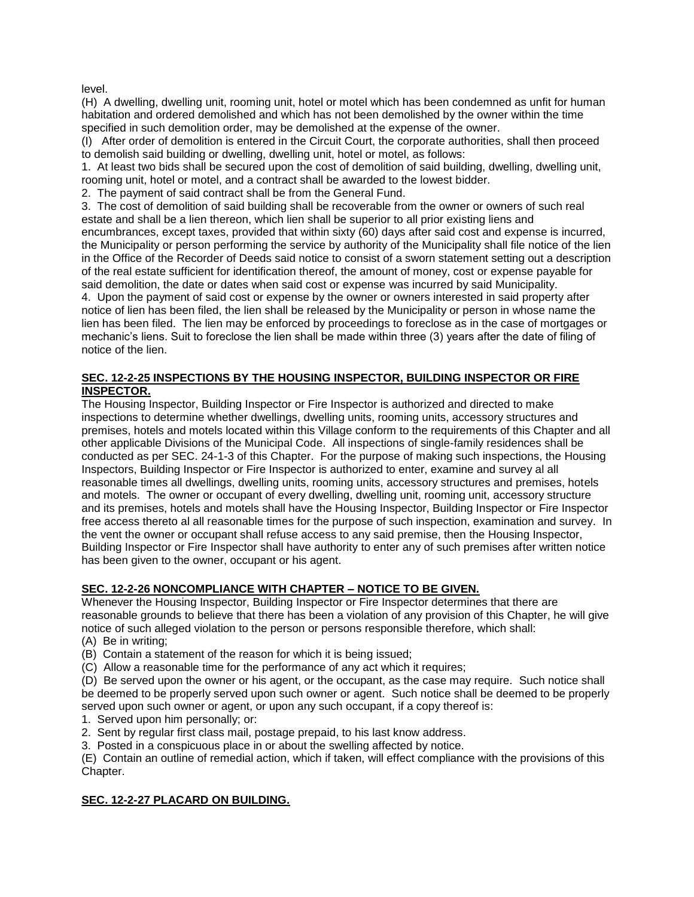level.

(H) A dwelling, dwelling unit, rooming unit, hotel or motel which has been condemned as unfit for human habitation and ordered demolished and which has not been demolished by the owner within the time specified in such demolition order, may be demolished at the expense of the owner.

(I) After order of demolition is entered in the Circuit Court, the corporate authorities, shall then proceed to demolish said building or dwelling, dwelling unit, hotel or motel, as follows:

1. At least two bids shall be secured upon the cost of demolition of said building, dwelling, dwelling unit, rooming unit, hotel or motel, and a contract shall be awarded to the lowest bidder.
2. The payment of said contract shall be from the General Fund.
3. The cost of demolition of said building shall be recoverable from the owner or owners of such real estate and shall be a lien thereon, which lien shall be superior to all prior existing liens and encumbrances, except taxes, provided that within sixty (60) days after said cost and expense is incurred, the Municipality or person performing the service by authority of the Municipality shall file notice of the lien in the Office of the Recorder of Deeds said notice to consist of a sworn statement setting out a description of the real estate sufficient for identification thereof, the amount of money, cost or expense payable for said demolition, the date or dates when said cost or expense was incurred by said Municipality.
4. Upon the payment of said cost or expense by the owner or owners interested in said property after notice of lien has been filed, the lien shall be released by the Municipality or person in whose name the lien has been filed. The lien may be enforced by proceedings to foreclose as in the case of mortgages or mechanic's liens. Suit to foreclose the lien shall be made within three (3) years after the date of filing of notice of the lien.

**SEC. 12-2-25 INSPECTIONS BY THE HOUSING INSPECTOR, BUILDING INSPECTOR OR FIRE INSPECTOR.**

The Housing Inspector, Building Inspector or Fire Inspector is authorized and directed to make inspections to determine whether dwellings, dwelling units, rooming units, accessory structures and premises, hotels and motels located within this Village conform to the requirements of this Chapter and all other applicable Divisions of the Municipal Code. All inspections of single-family residences shall be conducted as per SEC. 24-1-3 of this Chapter. For the purpose of making such inspections, the Housing Inspectors, Building Inspector or Fire Inspector is authorized to enter, examine and survey al all reasonable times all dwellings, dwelling units, rooming units, accessory structures and premises, hotels and motels. The owner or occupant of every dwelling, dwelling unit, rooming unit, accessory structure and its premises, hotels and motels shall have the Housing Inspector, Building Inspector or Fire Inspector free access thereto al all reasonable times for the purpose of such inspection, examination and survey. In the vent the owner or occupant shall refuse access to any said premise, then the Housing Inspector, Building Inspector or Fire Inspector shall have authority to enter any of such premises after written notice has been given to the owner, occupant or his agent.

**SEC. 12-2-26 NONCOMPLIANCE WITH CHAPTER – NOTICE TO BE GIVEN.**

Whenever the Housing Inspector, Building Inspector or Fire Inspector determines that there are reasonable grounds to believe that there has been a violation of any provision of this Chapter, he will give notice of such alleged violation to the person or persons responsible therefore, which shall:

(A) Be in writing;

(B) Contain a statement of the reason for which it is being issued;

(C) Allow a reasonable time for the performance of any act which it requires;

(D) Be served upon the owner or his agent, or the occupant, as the case may require. Such notice shall be deemed to be properly served upon such owner or agent. Such notice shall be deemed to be properly served upon such owner or agent, or upon any such occupant, if a copy thereof is:

1. Served upon him personally; or:
2. Sent by regular first class mail, postage prepaid, to his last know address.
3. Posted in a conspicuous place in or about the swelling affected by notice.

(E) Contain an outline of remedial action, which if taken, will effect compliance with the provisions of this Chapter.

**SEC. 12-2-27 PLACARD ON BUILDING.**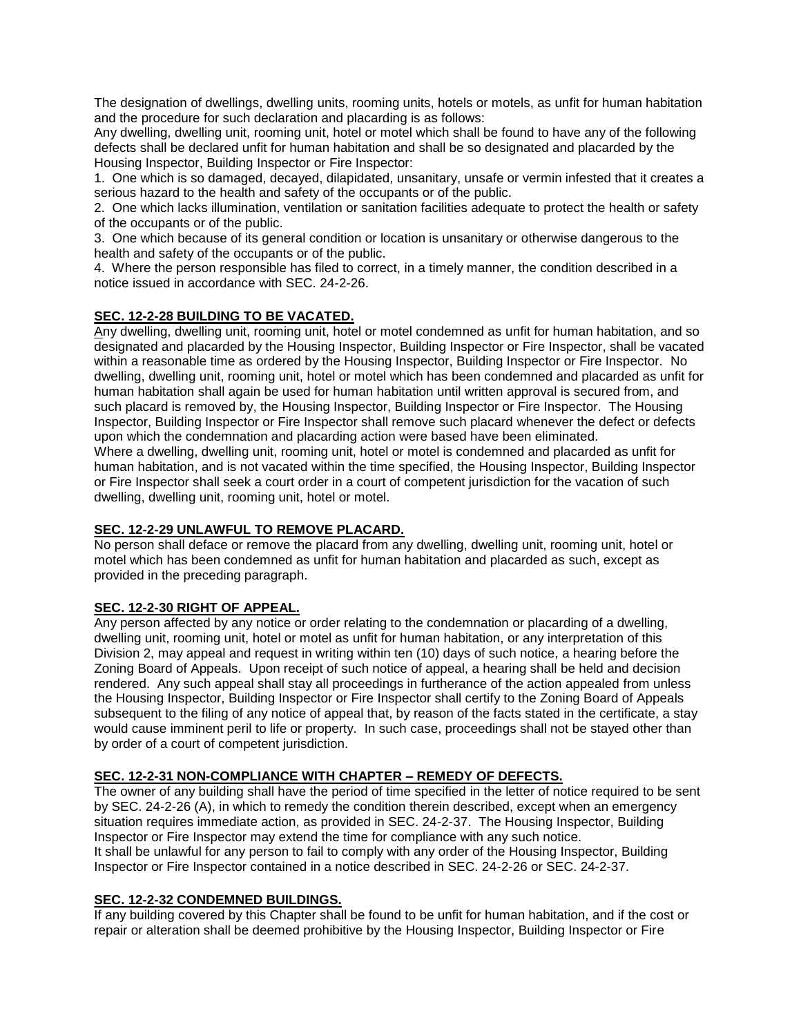The designation of dwellings, dwelling units, rooming units, hotels or motels, as unfit for human habitation and the procedure for such declaration and placarding is as follows:

Any dwelling, dwelling unit, rooming unit, hotel or motel which shall be found to have any of the following defects shall be declared unfit for human habitation and shall be so designated and placarded by the Housing Inspector, Building Inspector or Fire Inspector:

1. One which is so damaged, decayed, dilapidated, unsanitary, unsafe or vermin infested that it creates a serious hazard to the health and safety of the occupants or of the public.
2. One which lacks illumination, ventilation or sanitation facilities adequate to protect the health or safety of the occupants or of the public.
3. One which because of its general condition or location is unsanitary or otherwise dangerous to the health and safety of the occupants or of the public.
4. Where the person responsible has filed to correct, in a timely manner, the condition described in a notice issued in accordance with SEC. 24-2-26.

**SEC. 12-2-28 BUILDING TO BE VACATED.**

Any dwelling, dwelling unit, rooming unit, hotel or motel condemned as unfit for human habitation, and so designated and placarded by the Housing Inspector, Building Inspector or Fire Inspector, shall be vacated within a reasonable time as ordered by the Housing Inspector, Building Inspector or Fire Inspector. No dwelling, dwelling unit, rooming unit, hotel or motel which has been condemned and placarded as unfit for human habitation shall again be used for human habitation until written approval is secured from, and such placard is removed by, the Housing Inspector, Building Inspector or Fire Inspector. The Housing Inspector, Building Inspector or Fire Inspector shall remove such placard whenever the defect or defects upon which the condemnation and placarding action were based have been eliminated.

Where a dwelling, dwelling unit, rooming unit, hotel or motel is condemned and placarded as unfit for human habitation, and is not vacated within the time specified, the Housing Inspector, Building Inspector or Fire Inspector shall seek a court order in a court of competent jurisdiction for the vacation of such dwelling, dwelling unit, rooming unit, hotel or motel.

**SEC. 12-2-29 UNLAWFUL TO REMOVE PLACARD.**

No person shall deface or remove the placard from any dwelling, dwelling unit, rooming unit, hotel or motel which has been condemned as unfit for human habitation and placarded as such, except as provided in the preceding paragraph.

**SEC. 12-2-30 RIGHT OF APPEAL.**

Any person affected by any notice or order relating to the condemnation or placarding of a dwelling, dwelling unit, rooming unit, hotel or motel as unfit for human habitation, or any interpretation of this Division 2, may appeal and request in writing within ten (10) days of such notice, a hearing before the Zoning Board of Appeals. Upon receipt of such notice of appeal, a hearing shall be held and decision rendered. Any such appeal shall stay all proceedings in furtherance of the action appealed from unless the Housing Inspector, Building Inspector or Fire Inspector shall certify to the Zoning Board of Appeals subsequent to the filing of any notice of appeal that, by reason of the facts stated in the certificate, a stay would cause imminent peril to life or property. In such case, proceedings shall not be stayed other than by order of a court of competent jurisdiction.

**SEC. 12-2-31 NON-COMPLIANCE WITH CHAPTER – REMEDY OF DEFECTS.**

The owner of any building shall have the period of time specified in the letter of notice required to be sent by SEC. 24-2-26 (A), in which to remedy the condition therein described, except when an emergency situation requires immediate action, as provided in SEC. 24-2-37. The Housing Inspector, Building Inspector or Fire Inspector may extend the time for compliance with any such notice.

It shall be unlawful for any person to fail to comply with any order of the Housing Inspector, Building Inspector or Fire Inspector contained in a notice described in SEC. 24-2-26 or SEC. 24-2-37.

**SEC. 12-2-32 CONDEMNED BUILDINGS.**

If any building covered by this Chapter shall be found to be unfit for human habitation, and if the cost or repair or alteration shall be deemed prohibitive by the Housing Inspector, Building Inspector or Fire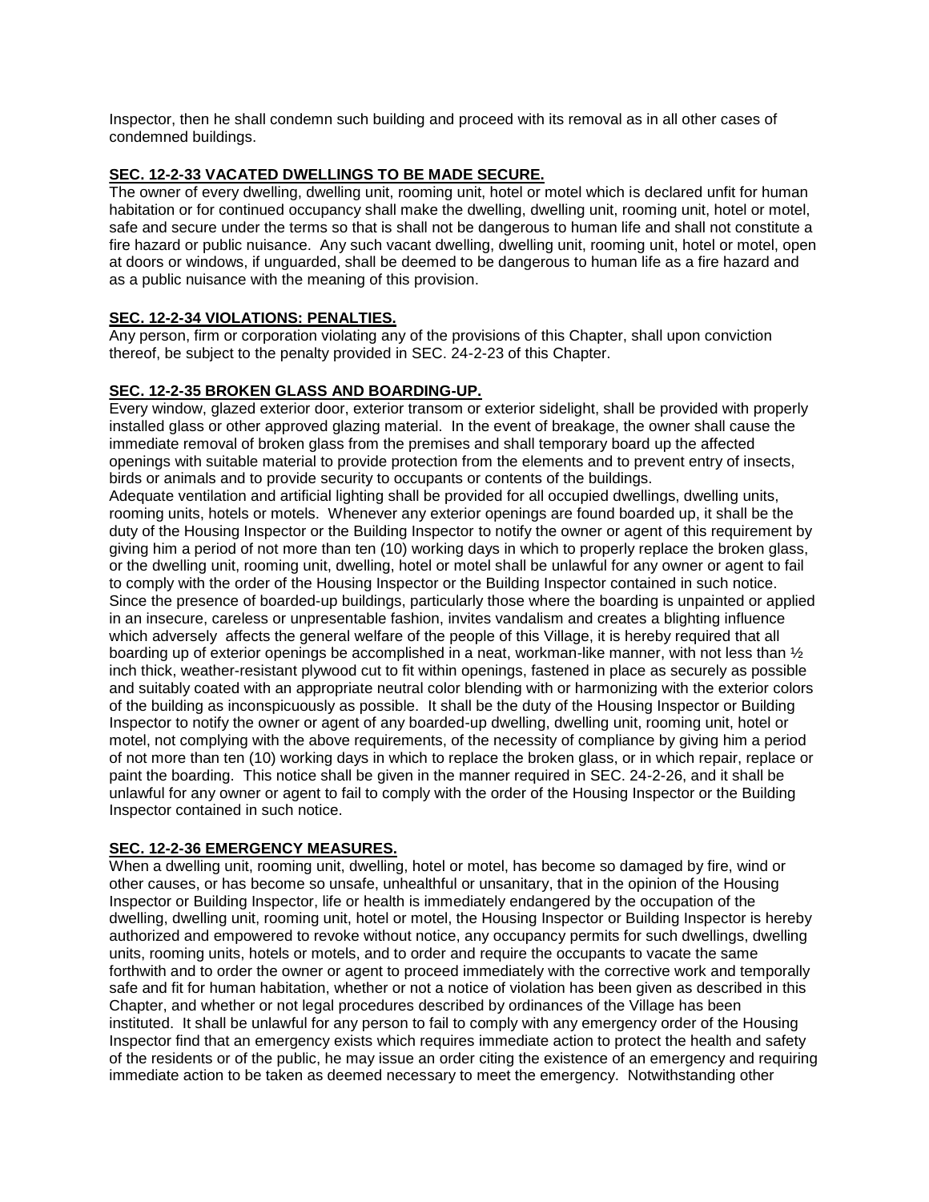Inspector, then he shall condemn such building and proceed with its removal as in all other cases of condemned buildings.

**SEC. 12-2-33 VACATED DWELLINGS TO BE MADE SECURE.**

The owner of every dwelling, dwelling unit, rooming unit, hotel or motel which is declared unfit for human habitation or for continued occupancy shall make the dwelling, dwelling unit, rooming unit, hotel or motel, safe and secure under the terms so that is shall not be dangerous to human life and shall not constitute a fire hazard or public nuisance. Any such vacant dwelling, dwelling unit, rooming unit, hotel or motel, open at doors or windows, if unguarded, shall be deemed to be dangerous to human life as a fire hazard and as a public nuisance with the meaning of this provision.

**SEC. 12-2-34 VIOLATIONS: PENALTIES.**

Any person, firm or corporation violating any of the provisions of this Chapter, shall upon conviction thereof, be subject to the penalty provided in SEC. 24-2-23 of this Chapter.

**SEC. 12-2-35 BROKEN GLASS AND BOARDING-UP.**

Every window, glazed exterior door, exterior transom or exterior sidelight, shall be provided with properly installed glass or other approved glazing material. In the event of breakage, the owner shall cause the immediate removal of broken glass from the premises and shall temporary board up the affected openings with suitable material to provide protection from the elements and to prevent entry of insects, birds or animals and to provide security to occupants or contents of the buildings.

Adequate ventilation and artificial lighting shall be provided for all occupied dwellings, dwelling units, rooming units, hotels or motels. Whenever any exterior openings are found boarded up, it shall be the duty of the Housing Inspector or the Building Inspector to notify the owner or agent of this requirement by giving him a period of not more than ten (10) working days in which to properly replace the broken glass, or the dwelling unit, rooming unit, dwelling, hotel or motel shall be unlawful for any owner or agent to fail to comply with the order of the Housing Inspector or the Building Inspector contained in such notice. Since the presence of boarded-up buildings, particularly those where the boarding is unpainted or applied in an insecure, careless or unpresentable fashion, invites vandalism and creates a blighting influence which adversely affects the general welfare of the people of this Village, it is hereby required that all boarding up of exterior openings be accomplished in a neat, workman-like manner, with not less than ½ inch thick, weather-resistant plywood cut to fit within openings, fastened in place as securely as possible and suitably coated with an appropriate neutral color blending with or harmonizing with the exterior colors of the building as inconspicuously as possible. It shall be the duty of the Housing Inspector or Building Inspector to notify the owner or agent of any boarded-up dwelling, dwelling unit, rooming unit, hotel or motel, not complying with the above requirements, of the necessity of compliance by giving him a period of not more than ten (10) working days in which to replace the broken glass, or in which repair, replace or paint the boarding. This notice shall be given in the manner required in SEC. 24-2-26, and it shall be unlawful for any owner or agent to fail to comply with the order of the Housing Inspector or the Building Inspector contained in such notice.

**SEC. 12-2-36 EMERGENCY MEASURES.**

When a dwelling unit, rooming unit, dwelling, hotel or motel, has become so damaged by fire, wind or other causes, or has become so unsafe, unhealthful or unsanitary, that in the opinion of the Housing Inspector or Building Inspector, life or health is immediately endangered by the occupation of the dwelling, dwelling unit, rooming unit, hotel or motel, the Housing Inspector or Building Inspector is hereby authorized and empowered to revoke without notice, any occupancy permits for such dwellings, dwelling units, rooming units, hotels or motels, and to order and require the occupants to vacate the same forthwith and to order the owner or agent to proceed immediately with the corrective work and temporally safe and fit for human habitation, whether or not a notice of violation has been given as described in this Chapter, and whether or not legal procedures described by ordinances of the Village has been instituted. It shall be unlawful for any person to fail to comply with any emergency order of the Housing Inspector find that an emergency exists which requires immediate action to protect the health and safety of the residents or of the public, he may issue an order citing the existence of an emergency and requiring immediate action to be taken as deemed necessary to meet the emergency. Notwithstanding other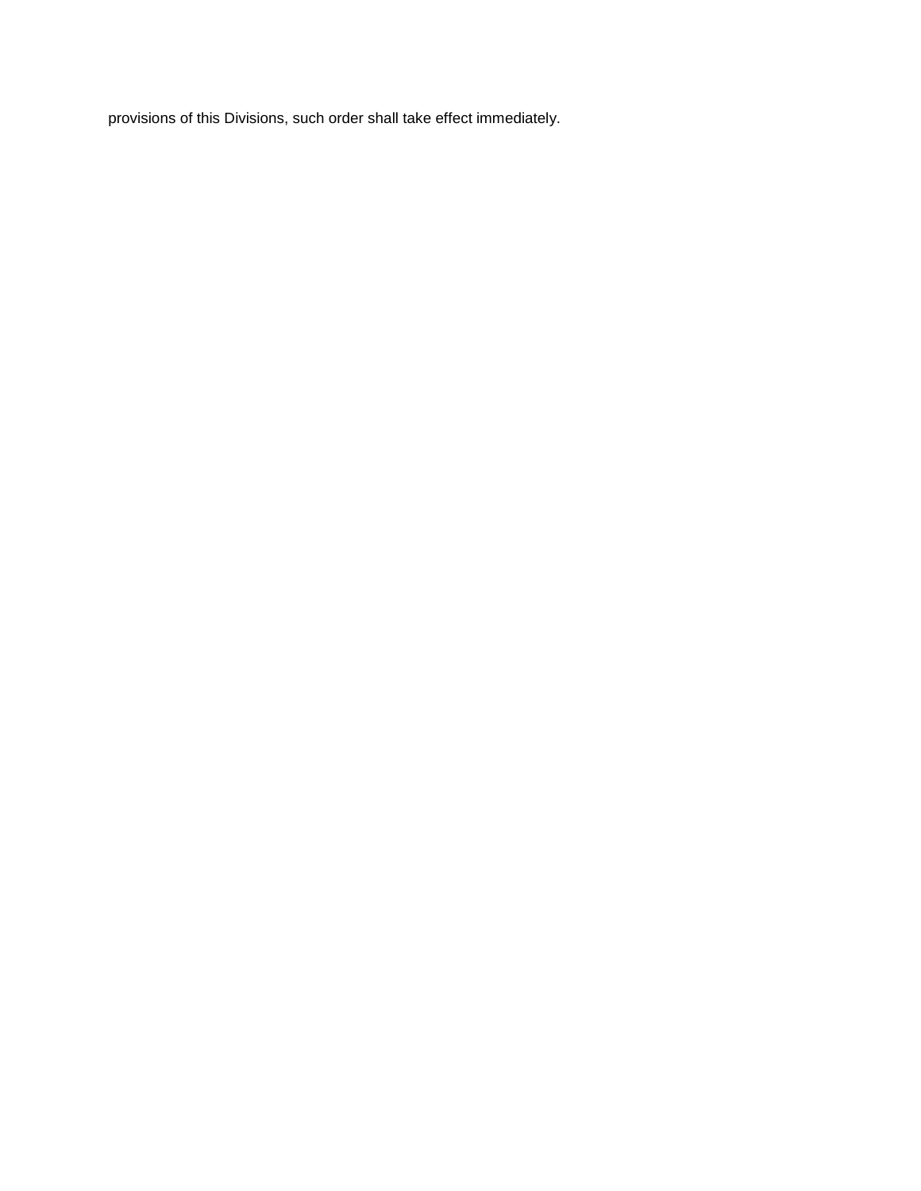provisions of this Divisions, such order shall take effect immediately.